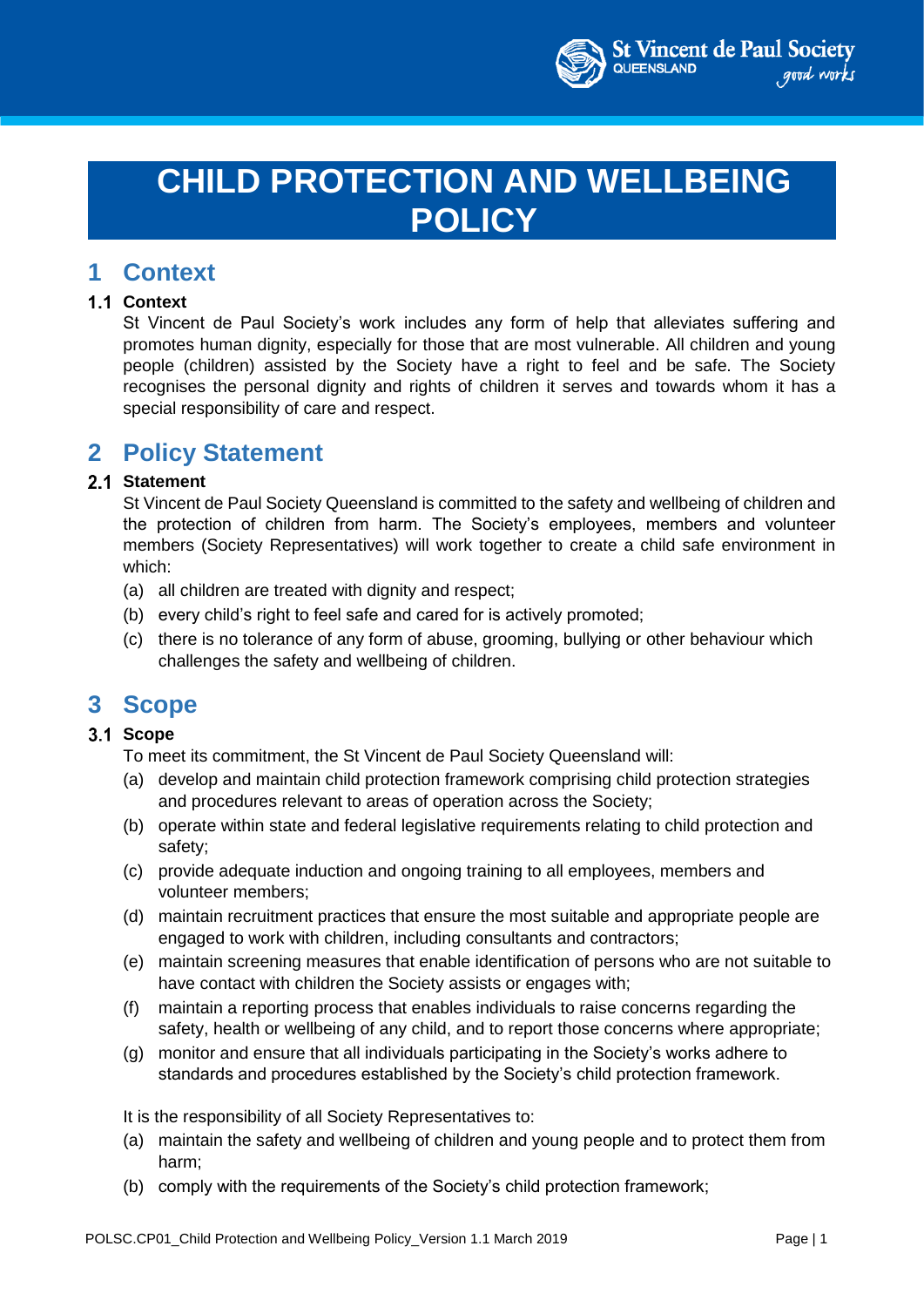# CHILD PROTECTION AND WELLBEING POLICY

## 1 Context

### 1.1 Context

St Vincent de Paul Society's work includes any form of help that alleviates suffering and promotes human dignity, especially for those that are most vulnerable. All children and young people (children) assisted by the Society have a right to feel and be safe. The Society recognises the personal dignity and rights of children it serves and towards whom it has a special responsibility of care and respect.

## 2 Policy Statement

### 2.1 Statement

St Vincent de Paul Society Queensland is committed to the safety and wellbeing of children and the protection of children from harm. The Society's employees, members and volunteer members (Society Representatives) will work together to create a child safe environment in which:

(a) all children are treated with dignity and respect;

(b) every child's right to feel safe and cared for is actively promoted;

(c) there is no tolerance of any form of abuse, grooming, bullying or other behaviour which challenges the safety and wellbeing of children.

## 3 Scope

### 3.1 Scope

To meet its commitment, the St Vincent de Paul Society Queensland will:

(a) develop and maintain child protection framework comprising child protection strategies and procedures relevant to areas of operation across the Society;

(b) operate within state and federal legislative requirements relating to child protection and safety;

(c) provide adequate induction and ongoing training to all employees, members and volunteer members;

(d) maintain recruitment practices that ensure the most suitable and appropriate people are engaged to work with children, including consultants and contractors;

(e) maintain screening measures that enable identification of persons who are not suitable to have contact with children the Society assists or engages with;

(f) maintain a reporting process that enables individuals to raise concerns regarding the safety, health or wellbeing of any child, and to report those concerns where appropriate;

(g) monitor and ensure that all individuals participating in the Society's works adhere to standards and procedures established by the Society's child protection framework.

It is the responsibility of all Society Representatives to:

(a) maintain the safety and wellbeing of children and young people and to protect them from harm;

(b) comply with the requirements of the Society's child protection framework;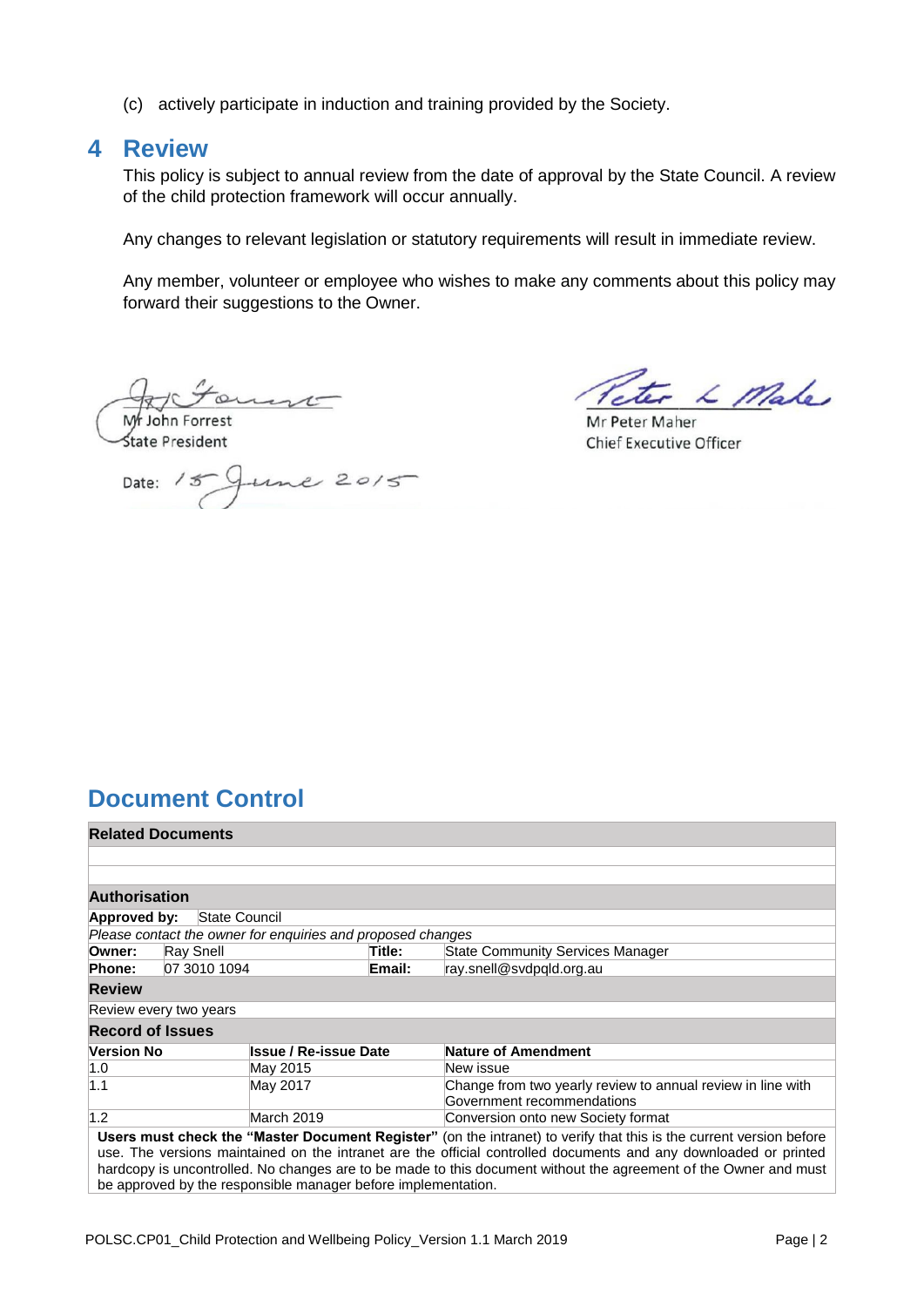(c) actively participate in induction and training provided by the Society.

## 4 Review

This policy is subject to annual review from the date of approval by the State Council. A review of the child protection framework will occur annually.

Any changes to relevant legislation or statutory requirements will result in immediate review.

Any member, volunteer or employee who wishes to make any comments about this policy may forward their suggestions to the Owner.

Mr John Forrest
State President

Date: 15 June 2015

Mr Peter Maher
Chief Executive Officer

# Document Control

| | | | |
|---|---|---|---|
| **Related Documents** | | | |
| | | | |
| | | | |
| **Authorisation** | | | |
| **Approved by:** | State Council | | |
| *Please contact the owner for enquiries and proposed changes* | | | |
| **Owner:** | Ray Snell | **Title:** | State Community Services Manager |
| **Phone:** | 07 3010 1094 | **Email:** | ray.snell@svdpqld.org.au |
| **Review** | | | |
| Review every two years | | | |

**Record of Issues**

| **Version No** | **Issue / Re-issue Date** | **Nature of Amendment** |
|---|---|---|
| 1.0 | May 2015 | New issue |
| 1.1 | May 2017 | Change from two yearly review to annual review in line with Government recommendations |
| 1.2 | March 2019 | Conversion onto new Society format |

**Users must check the "Master Document Register"** (on the intranet) to verify that this is the current version before use. The versions maintained on the intranet are the official controlled documents and any downloaded or printed hardcopy is uncontrolled. No changes are to be made to this document without the agreement of the Owner and must be approved by the responsible manager before implementation.